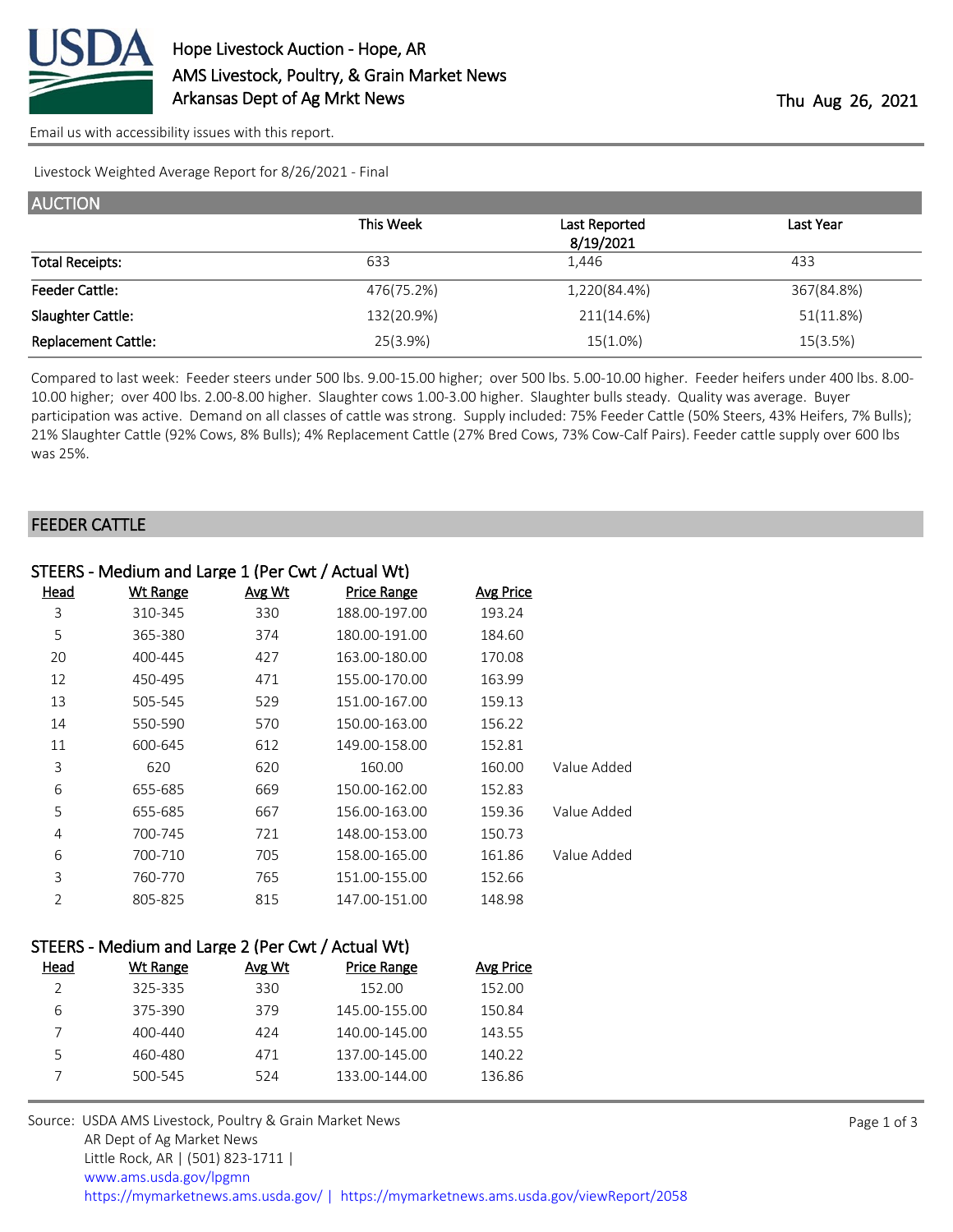# Hope Livestock Auction - Hope, AR

AMS Livestock, Poultry, & Grain Market News
Arkansas Dept of Ag Mrkt News

Thu Aug 26, 2021

Email us with accessibility issues with this report.

Livestock Weighted Average Report for 8/26/2021 - Final

## AUCTION

| | This Week | Last Reported 8/19/2021 | Last Year |
|---|---|---|---|
| Total Receipts: | 633 | 1,446 | 433 |
| Feeder Cattle: | 476(75.2%) | 1,220(84.4%) | 367(84.8%) |
| Slaughter Cattle: | 132(20.9%) | 211(14.6%) | 51(11.8%) |
| Replacement Cattle: | 25(3.9%) | 15(1.0%) | 15(3.5%) |

Compared to last week: Feeder steers under 500 lbs. 9.00-15.00 higher; over 500 lbs. 5.00-10.00 higher. Feeder heifers under 400 lbs. 8.00-10.00 higher; over 400 lbs. 2.00-8.00 higher. Slaughter cows 1.00-3.00 higher. Slaughter bulls steady. Quality was average. Buyer participation was active. Demand on all classes of cattle was strong. Supply included: 75% Feeder Cattle (50% Steers, 43% Heifers, 7% Bulls); 21% Slaughter Cattle (92% Cows, 8% Bulls); 4% Replacement Cattle (27% Bred Cows, 73% Cow-Calf Pairs). Feeder cattle supply over 600 lbs was 25%.

## FEEDER CATTLE

### STEERS - Medium and Large 1 (Per Cwt / Actual Wt)

| Head | Wt Range | Avg Wt | Price Range | Avg Price | |
|---|---|---|---|---|---|
| 3 | 310-345 | 330 | 188.00-197.00 | 193.24 | |
| 5 | 365-380 | 374 | 180.00-191.00 | 184.60 | |
| 20 | 400-445 | 427 | 163.00-180.00 | 170.08 | |
| 12 | 450-495 | 471 | 155.00-170.00 | 163.99 | |
| 13 | 505-545 | 529 | 151.00-167.00 | 159.13 | |
| 14 | 550-590 | 570 | 150.00-163.00 | 156.22 | |
| 11 | 600-645 | 612 | 149.00-158.00 | 152.81 | |
| 3 | 620 | 620 | 160.00 | 160.00 | Value Added |
| 6 | 655-685 | 669 | 150.00-162.00 | 152.83 | |
| 5 | 655-685 | 667 | 156.00-163.00 | 159.36 | Value Added |
| 4 | 700-745 | 721 | 148.00-153.00 | 150.73 | |
| 6 | 700-710 | 705 | 158.00-165.00 | 161.86 | Value Added |
| 3 | 760-770 | 765 | 151.00-155.00 | 152.66 | |
| 2 | 805-825 | 815 | 147.00-151.00 | 148.98 | |

### STEERS - Medium and Large 2 (Per Cwt / Actual Wt)

| Head | Wt Range | Avg Wt | Price Range | Avg Price |
|---|---|---|---|---|
| 2 | 325-335 | 330 | 152.00 | 152.00 |
| 6 | 375-390 | 379 | 145.00-155.00 | 150.84 |
| 7 | 400-440 | 424 | 140.00-145.00 | 143.55 |
| 5 | 460-480 | 471 | 137.00-145.00 | 140.22 |
| 7 | 500-545 | 524 | 133.00-144.00 | 136.86 |

Source: USDA AMS Livestock, Poultry & Grain Market News
AR Dept of Ag Market News
Little Rock, AR | (501) 823-1711 |
www.ams.usda.gov/lpgmn
https://mymarketnews.ams.usda.gov/ | https://mymarketnews.ams.usda.gov/viewReport/2058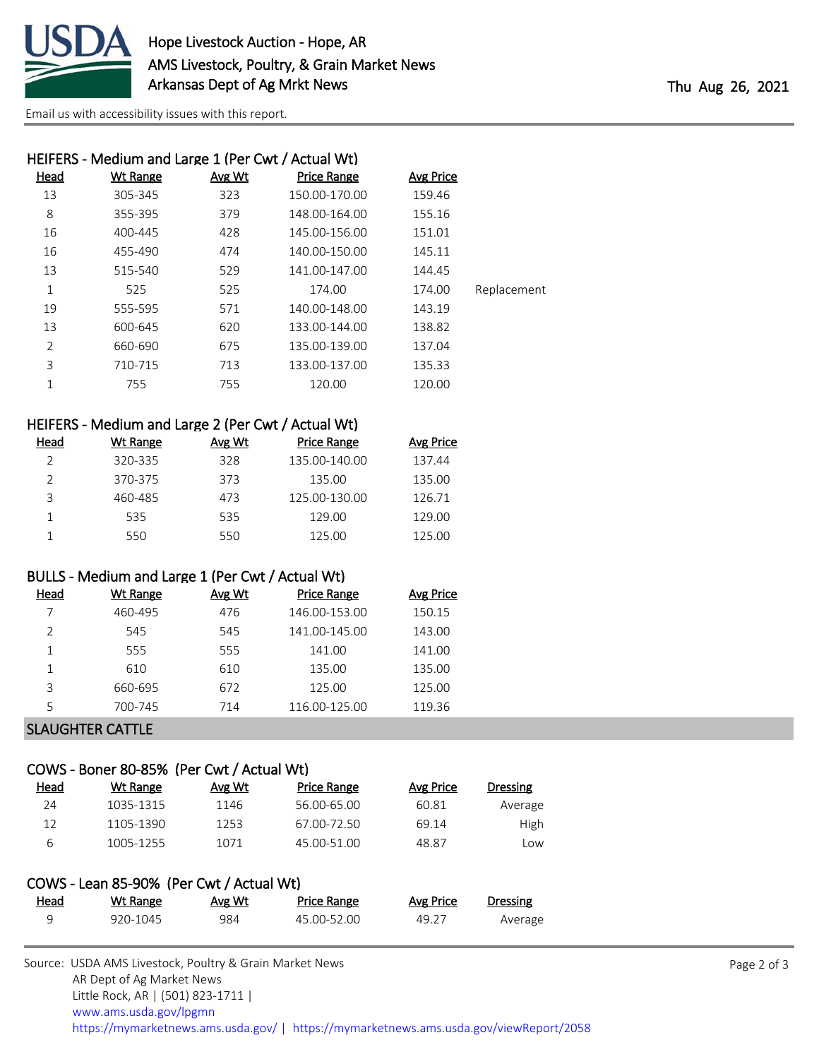# Hope Livestock Auction - Hope, AR

AMS Livestock, Poultry, & Grain Market News
Arkansas Dept of Ag Mrkt News

Thu Aug 26, 2021

Email us with accessibility issues with this report.

### HEIFERS - Medium and Large 1 (Per Cwt / Actual Wt)

| Head | Wt Range | Avg Wt | Price Range | Avg Price | |
|---|---|---|---|---|---|
| 13 | 305-345 | 323 | 150.00-170.00 | 159.46 | |
| 8 | 355-395 | 379 | 148.00-164.00 | 155.16 | |
| 16 | 400-445 | 428 | 145.00-156.00 | 151.01 | |
| 16 | 455-490 | 474 | 140.00-150.00 | 145.11 | |
| 13 | 515-540 | 529 | 141.00-147.00 | 144.45 | |
| 1 | 525 | 525 | 174.00 | 174.00 | Replacement |
| 19 | 555-595 | 571 | 140.00-148.00 | 143.19 | |
| 13 | 600-645 | 620 | 133.00-144.00 | 138.82 | |
| 2 | 660-690 | 675 | 135.00-139.00 | 137.04 | |
| 3 | 710-715 | 713 | 133.00-137.00 | 135.33 | |
| 1 | 755 | 755 | 120.00 | 120.00 | |

### HEIFERS - Medium and Large 2 (Per Cwt / Actual Wt)

| Head | Wt Range | Avg Wt | Price Range | Avg Price |
|---|---|---|---|---|
| 2 | 320-335 | 328 | 135.00-140.00 | 137.44 |
| 2 | 370-375 | 373 | 135.00 | 135.00 |
| 3 | 460-485 | 473 | 125.00-130.00 | 126.71 |
| 1 | 535 | 535 | 129.00 | 129.00 |
| 1 | 550 | 550 | 125.00 | 125.00 |

### BULLS - Medium and Large 1 (Per Cwt / Actual Wt)

| Head | Wt Range | Avg Wt | Price Range | Avg Price |
|---|---|---|---|---|
| 7 | 460-495 | 476 | 146.00-153.00 | 150.15 |
| 2 | 545 | 545 | 141.00-145.00 | 143.00 |
| 1 | 555 | 555 | 141.00 | 141.00 |
| 1 | 610 | 610 | 135.00 | 135.00 |
| 3 | 660-695 | 672 | 125.00 | 125.00 |
| 5 | 700-745 | 714 | 116.00-125.00 | 119.36 |

## SLAUGHTER CATTLE

### COWS - Boner 80-85% (Per Cwt / Actual Wt)

| Head | Wt Range | Avg Wt | Price Range | Avg Price | Dressing |
|---|---|---|---|---|---|
| 24 | 1035-1315 | 1146 | 56.00-65.00 | 60.81 | Average |
| 12 | 1105-1390 | 1253 | 67.00-72.50 | 69.14 | High |
| 6 | 1005-1255 | 1071 | 45.00-51.00 | 48.87 | Low |

### COWS - Lean 85-90% (Per Cwt / Actual Wt)

| Head | Wt Range | Avg Wt | Price Range | Avg Price | Dressing |
|---|---|---|---|---|---|
| 9 | 920-1045 | 984 | 45.00-52.00 | 49.27 | Average |

Source: USDA AMS Livestock, Poultry & Grain Market News
AR Dept of Ag Market News
Little Rock, AR | (501) 823-1711 |
www.ams.usda.gov/lpgmn
https://mymarketnews.ams.usda.gov/ | https://mymarketnews.ams.usda.gov/viewReport/2058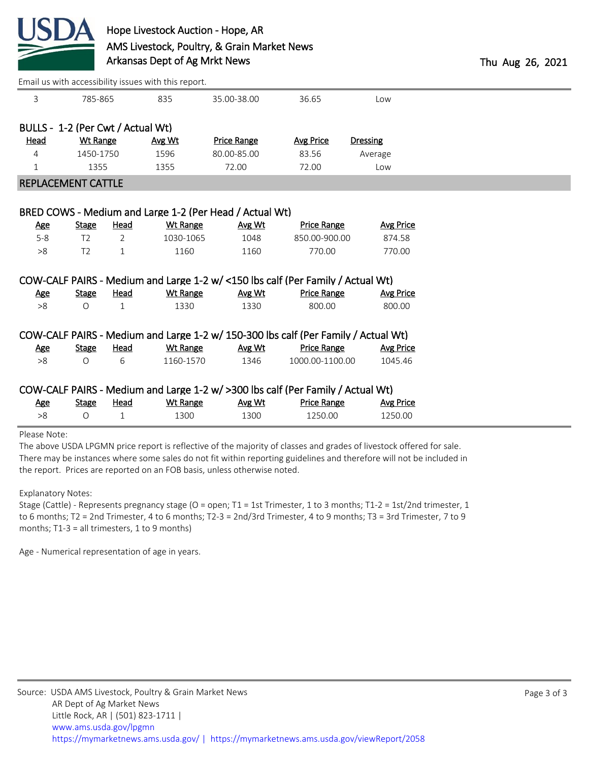| | | | | | |
|---|---|---|---|---|---|
| 3 | 785-865 | 835 | 35.00-38.00 | 36.65 | Low |

BULLS - 1-2 (Per Cwt / Actual Wt)

| Head | Wt Range | Avg Wt | Price Range | Avg Price | Dressing |
|---|---|---|---|---|---|
| 4 | 1450-1750 | 1596 | 80.00-85.00 | 83.56 | Average |
| 1 | 1355 | 1355 | 72.00 | 72.00 | Low |

## REPLACEMENT CATTLE

BRED COWS - Medium and Large 1-2 (Per Head / Actual Wt)

| Age | Stage | Head | Wt Range | Avg Wt | Price Range | Avg Price |
|---|---|---|---|---|---|---|
| 5-8 | T2 | 2 | 1030-1065 | 1048 | 850.00-900.00 | 874.58 |
| >8 | T2 | 1 | 1160 | 1160 | 770.00 | 770.00 |

COW-CALF PAIRS - Medium and Large 1-2 w/ <150 lbs calf (Per Family / Actual Wt)

| Age | Stage | Head | Wt Range | Avg Wt | Price Range | Avg Price |
|---|---|---|---|---|---|---|
| >8 | O | 1 | 1330 | 1330 | 800.00 | 800.00 |

COW-CALF PAIRS - Medium and Large 1-2 w/ 150-300 lbs calf (Per Family / Actual Wt)

| Age | Stage | Head | Wt Range | Avg Wt | Price Range | Avg Price |
|---|---|---|---|---|---|---|
| >8 | O | 6 | 1160-1570 | 1346 | 1000.00-1100.00 | 1045.46 |

COW-CALF PAIRS - Medium and Large 1-2 w/ >300 lbs calf (Per Family / Actual Wt)

| Age | Stage | Head | Wt Range | Avg Wt | Price Range | Avg Price |
|---|---|---|---|---|---|---|
| >8 | O | 1 | 1300 | 1300 | 1250.00 | 1250.00 |

Please Note:

The above USDA LPGMN price report is reflective of the majority of classes and grades of livestock offered for sale. There may be instances where some sales do not fit within reporting guidelines and therefore will not be included in the report. Prices are reported on an FOB basis, unless otherwise noted.

Explanatory Notes:

Stage (Cattle) - Represents pregnancy stage (O = open; T1 = 1st Trimester, 1 to 3 months; T1-2 = 1st/2nd trimester, 1 to 6 months; T2 = 2nd Trimester, 4 to 6 months; T2-3 = 2nd/3rd Trimester, 4 to 9 months; T3 = 3rd Trimester, 7 to 9 months; T1-3 = all trimesters, 1 to 9 months)

Age - Numerical representation of age in years.

Source: USDA AMS Livestock, Poultry & Grain Market News
AR Dept of Ag Market News
Little Rock, AR | (501) 823-1711 |
www.ams.usda.gov/lpgmn
https://mymarketnews.ams.usda.gov/ | https://mymarketnews.ams.usda.gov/viewReport/2058